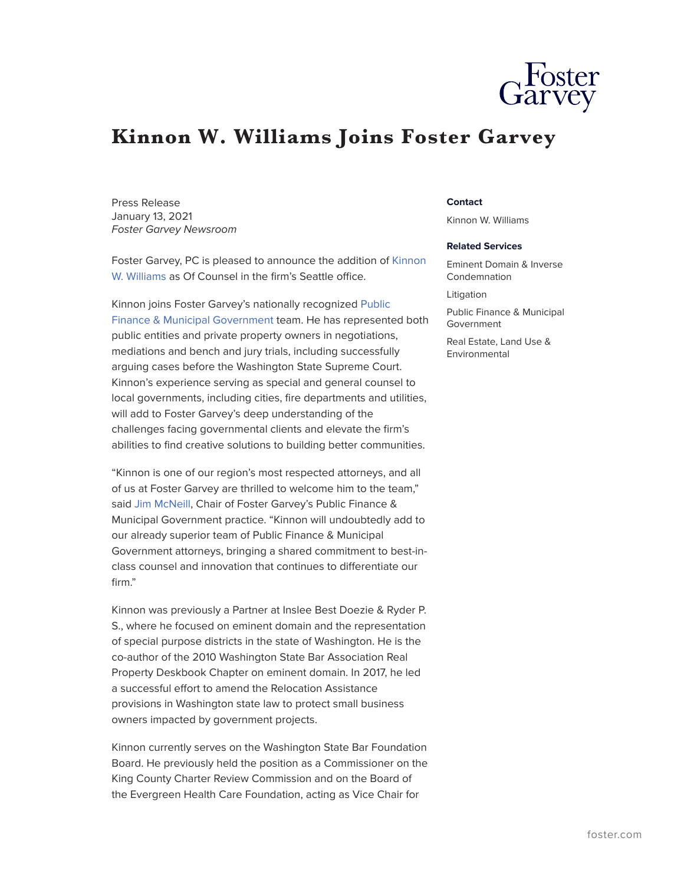# Kinnon W. Williams Joins Foster Garvey

Press Release
January 13, 2021
*Foster Garvey Newsroom*

Foster Garvey, PC is pleased to announce the addition of Kinnon W. Williams as Of Counsel in the firm's Seattle office.

Kinnon joins Foster Garvey's nationally recognized Public Finance & Municipal Government team. He has represented both public entities and private property owners in negotiations, mediations and bench and jury trials, including successfully arguing cases before the Washington State Supreme Court. Kinnon's experience serving as special and general counsel to local governments, including cities, fire departments and utilities, will add to Foster Garvey's deep understanding of the challenges facing governmental clients and elevate the firm's abilities to find creative solutions to building better communities.

"Kinnon is one of our region's most respected attorneys, and all of us at Foster Garvey are thrilled to welcome him to the team," said Jim McNeill, Chair of Foster Garvey's Public Finance & Municipal Government practice. "Kinnon will undoubtedly add to our already superior team of Public Finance & Municipal Government attorneys, bringing a shared commitment to best-in-class counsel and innovation that continues to differentiate our firm."

Kinnon was previously a Partner at Inslee Best Doezie & Ryder P. S., where he focused on eminent domain and the representation of special purpose districts in the state of Washington. He is the co-author of the 2010 Washington State Bar Association Real Property Deskbook Chapter on eminent domain. In 2017, he led a successful effort to amend the Relocation Assistance provisions in Washington state law to protect small business owners impacted by government projects.

Kinnon currently serves on the Washington State Bar Foundation Board. He previously held the position as a Commissioner on the King County Charter Review Commission and on the Board of the Evergreen Health Care Foundation, acting as Vice Chair for

**Contact**

Kinnon W. Williams

**Related Services**

Eminent Domain & Inverse Condemnation

Litigation

Public Finance & Municipal Government

Real Estate, Land Use & Environmental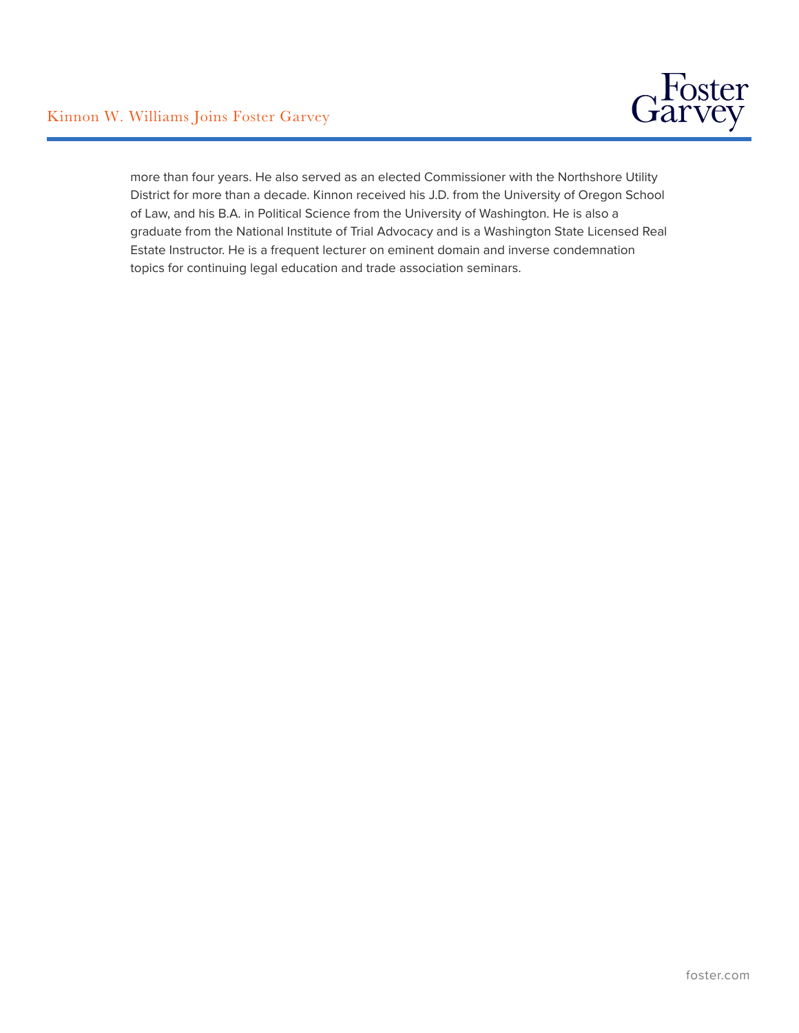more than four years. He also served as an elected Commissioner with the Northshore Utility District for more than a decade. Kinnon received his J.D. from the University of Oregon School of Law, and his B.A. in Political Science from the University of Washington. He is also a graduate from the National Institute of Trial Advocacy and is a Washington State Licensed Real Estate Instructor. He is a frequent lecturer on eminent domain and inverse condemnation topics for continuing legal education and trade association seminars.